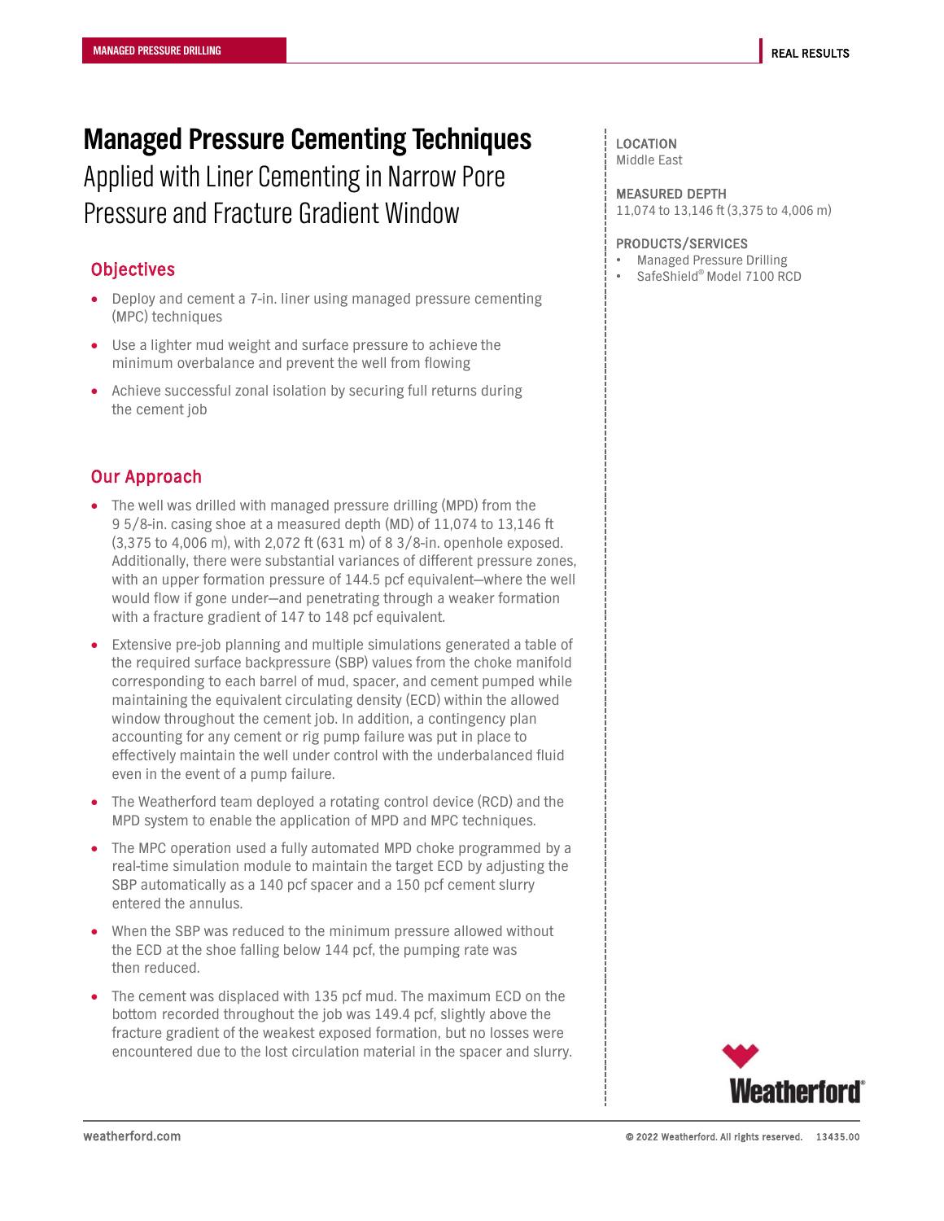# Managed Pressure Cementing Techniques

Applied with Liner Cementing in Narrow Pore Pressure and Fracture Gradient Window

## Objectives

- Deploy and cement a 7-in. liner using managed pressure cementing (MPC) techniques
- Use a lighter mud weight and surface pressure to achieve the minimum overbalance and prevent the well from flowing
- Achieve successful zonal isolation by securing full returns during the cement job

## Our Approach

- The well was drilled with managed pressure drilling (MPD) from the 9 5/8-in. casing shoe at a measured depth (MD) of 11,074 to 13,146 ft (3,375 to 4,006 m), with 2,072 ft (631 m) of 8 3/8-in. openhole exposed. Additionally, there were substantial variances of different pressure zones, with an upper formation pressure of 144.5 pcf equivalent—where the well would flow if gone under—and penetrating through a weaker formation with a fracture gradient of 147 to 148 pcf equivalent.
- Extensive pre-job planning and multiple simulations generated a table of the required surface backpressure (SBP) values from the choke manifold corresponding to each barrel of mud, spacer, and cement pumped while maintaining the equivalent circulating density (ECD) within the allowed window throughout the cement job. In addition, a contingency plan accounting for any cement or rig pump failure was put in place to effectively maintain the well under control with the underbalanced fluid even in the event of a pump failure.
- The Weatherford team deployed a rotating control device (RCD) and the MPD system to enable the application of MPD and MPC techniques.
- The MPC operation used a fully automated MPD choke programmed by a real-time simulation module to maintain the target ECD by adjusting the SBP automatically as a 140 pcf spacer and a 150 pcf cement slurry entered the annulus.
- When the SBP was reduced to the minimum pressure allowed without the ECD at the shoe falling below 144 pcf, the pumping rate was then reduced.
- The cement was displaced with 135 pcf mud. The maximum ECD on the bottom recorded throughout the job was 149.4 pcf, slightly above the fracture gradient of the weakest exposed formation, but no losses were encountered due to the lost circulation material in the spacer and slurry.

**LOCATION**
Middle East

**MEASURED DEPTH**
11,074 to 13,146 ft (3,375 to 4,006 m)

**PRODUCTS/SERVICES**
- Managed Pressure Drilling
- SafeShield® Model 7100 RCD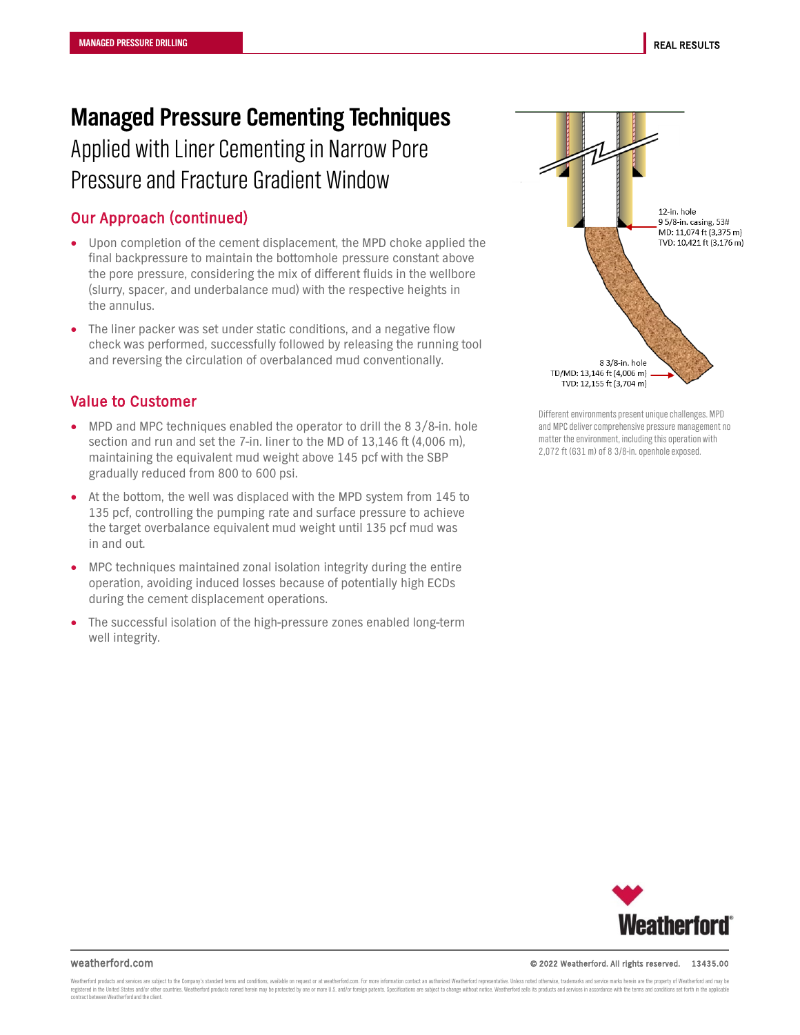# Managed Pressure Cementing Techniques

Applied with Liner Cementing in Narrow Pore Pressure and Fracture Gradient Window

## Our Approach (continued)

- Upon completion of the cement displacement, the MPD choke applied the final backpressure to maintain the bottomhole pressure constant above the pore pressure, considering the mix of different fluids in the wellbore (slurry, spacer, and underbalance mud) with the respective heights in the annulus.
- The liner packer was set under static conditions, and a negative flow check was performed, successfully followed by releasing the running tool and reversing the circulation of overbalanced mud conventionally.

## Value to Customer

- MPD and MPC techniques enabled the operator to drill the 8 3/8-in. hole section and run and set the 7-in. liner to the MD of 13,146 ft (4,006 m), maintaining the equivalent mud weight above 145 pcf with the SBP gradually reduced from 800 to 600 psi.
- At the bottom, the well was displaced with the MPD system from 145 to 135 pcf, controlling the pumping rate and surface pressure to achieve the target overbalance equivalent mud weight until 135 pcf mud was in and out.
- MPC techniques maintained zonal isolation integrity during the entire operation, avoiding induced losses because of potentially high ECDs during the cement displacement operations.
- The successful isolation of the high-pressure zones enabled long-term well integrity.

12-in. hole
9 5/8-in. casing, 53#
MD: 11,074 ft (3,375 m)
TVD: 10,421 ft (3,176 m)

8 3/8-in. hole
TD/MD: 13,146 ft (4,006 m)
TVD: 12,155 ft (3,704 m)

Different environments present unique challenges. MPD and MPC deliver comprehensive pressure management no matter the environment, including this operation with 2,072 ft (631 m) of 8 3/8-in. openhole exposed.

weatherford.com

© 2022 Weatherford. All rights reserved. 13435.00

Weatherford products and services are subject to the Company's standard terms and conditions, available on request or at weatherford.com. For more information contact an authorized Weatherford representative. Unless noted otherwise, trademarks and service marks herein are the property of Weatherford and may be registered in the United States and/or other countries. Weatherford products named herein may be protected by one or more U.S. and/or foreign patents. Specifications are subject to change without notice. Weatherford sells its products and services in accordance with the terms and conditions set forth in the applicable contract between Weatherford and the client.